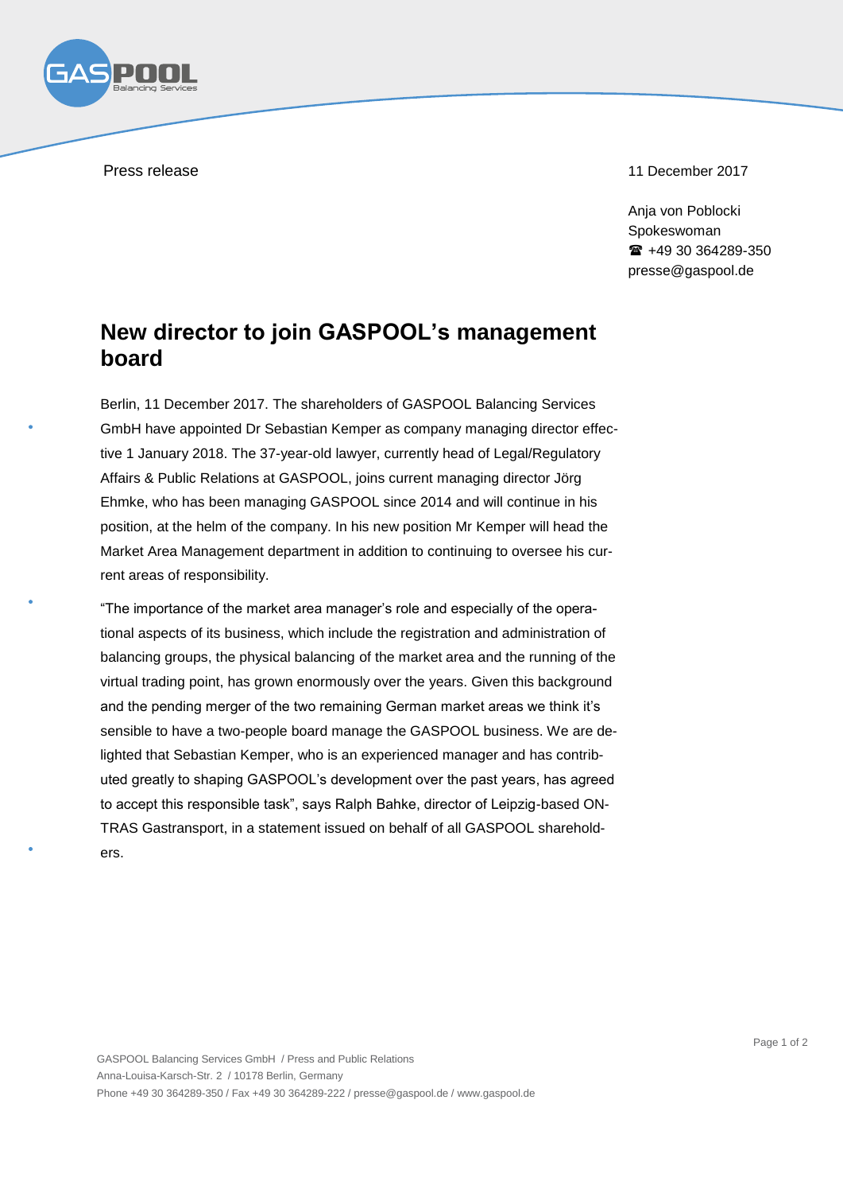Press release

11 December 2017

Anja von Poblocki
Spokeswoman
☎ +49 30 364289-350
presse@gaspool.de

# New director to join GASPOOL's management board

Berlin, 11 December 2017. The shareholders of GASPOOL Balancing Services GmbH have appointed Dr Sebastian Kemper as company managing director effective 1 January 2018. The 37-year-old lawyer, currently head of Legal/Regulatory Affairs & Public Relations at GASPOOL, joins current managing director Jörg Ehmke, who has been managing GASPOOL since 2014 and will continue in his position, at the helm of the company. In his new position Mr Kemper will head the Market Area Management department in addition to continuing to oversee his current areas of responsibility.

"The importance of the market area manager's role and especially of the operational aspects of its business, which include the registration and administration of balancing groups, the physical balancing of the market area and the running of the virtual trading point, has grown enormously over the years. Given this background and the pending merger of the two remaining German market areas we think it's sensible to have a two-people board manage the GASPOOL business. We are delighted that Sebastian Kemper, who is an experienced manager and has contributed greatly to shaping GASPOOL's development over the past years, has agreed to accept this responsible task", says Ralph Bahke, director of Leipzig-based ONTRAS Gastransport, in a statement issued on behalf of all GASPOOL shareholders.

GASPOOL Balancing Services GmbH / Press and Public Relations
Anna-Louisa-Karsch-Str. 2 / 10178 Berlin, Germany
Phone +49 30 364289-350 / Fax +49 30 364289-222 / presse@gaspool.de / www.gaspool.de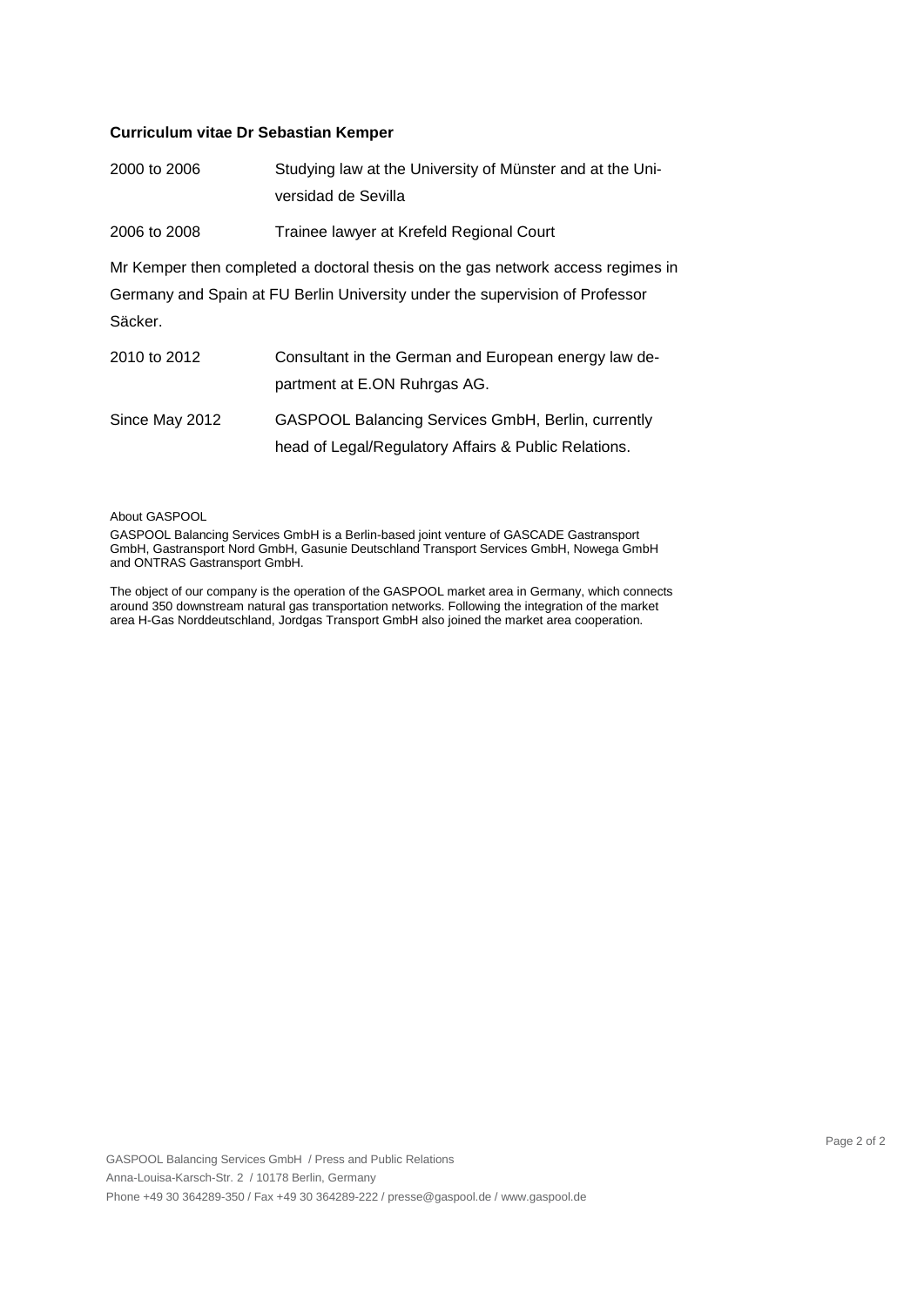**Curriculum vitae Dr Sebastian Kemper**

| | |
|---|---|
| 2000 to 2006 | Studying law at the University of Münster and at the Universidad de Sevilla |
| 2006 to 2008 | Trainee lawyer at Krefeld Regional Court |

Mr Kemper then completed a doctoral thesis on the gas network access regimes in Germany and Spain at FU Berlin University under the supervision of Professor Säcker.

| | |
|---|---|
| 2010 to 2012 | Consultant in the German and European energy law department at E.ON Ruhrgas AG. |
| Since May 2012 | GASPOOL Balancing Services GmbH, Berlin, currently head of Legal/Regulatory Affairs & Public Relations. |

About GASPOOL

GASPOOL Balancing Services GmbH is a Berlin-based joint venture of GASCADE Gastransport GmbH, Gastransport Nord GmbH, Gasunie Deutschland Transport Services GmbH, Nowega GmbH and ONTRAS Gastransport GmbH.

The object of our company is the operation of the GASPOOL market area in Germany, which connects around 350 downstream natural gas transportation networks. Following the integration of the market area H-Gas Norddeutschland, Jordgas Transport GmbH also joined the market area cooperation.

GASPOOL Balancing Services GmbH / Press and Public Relations
Anna-Louisa-Karsch-Str. 2 / 10178 Berlin, Germany
Phone +49 30 364289-350 / Fax +49 30 364289-222 / presse@gaspool.de / www.gaspool.de